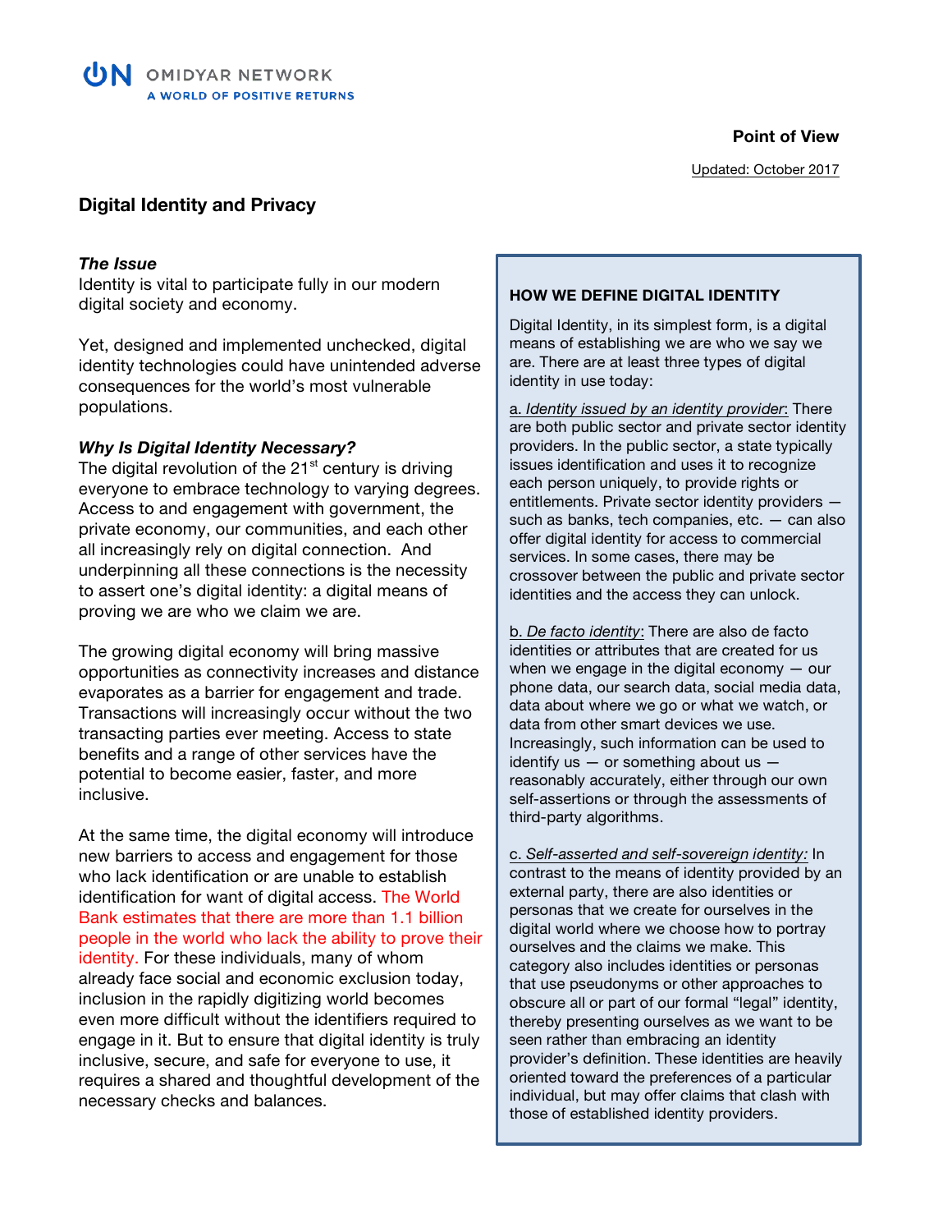OMIDYAR NETWORK
A WORLD OF POSITIVE RETURNS

**Point of View**

Updated: October 2017

# Digital Identity and Privacy

### *The Issue*

Identity is vital to participate fully in our modern digital society and economy.

Yet, designed and implemented unchecked, digital identity technologies could have unintended adverse consequences for the world's most vulnerable populations.

### *Why Is Digital Identity Necessary?*

The digital revolution of the 21st century is driving everyone to embrace technology to varying degrees. Access to and engagement with government, the private economy, our communities, and each other all increasingly rely on digital connection. And underpinning all these connections is the necessity to assert one's digital identity: a digital means of proving we are who we claim we are.

The growing digital economy will bring massive opportunities as connectivity increases and distance evaporates as a barrier for engagement and trade. Transactions will increasingly occur without the two transacting parties ever meeting. Access to state benefits and a range of other services have the potential to become easier, faster, and more inclusive.

At the same time, the digital economy will introduce new barriers to access and engagement for those who lack identification or are unable to establish identification for want of digital access. The World Bank estimates that there are more than 1.1 billion people in the world who lack the ability to prove their identity. For these individuals, many of whom already face social and economic exclusion today, inclusion in the rapidly digitizing world becomes even more difficult without the identifiers required to engage in it. But to ensure that digital identity is truly inclusive, secure, and safe for everyone to use, it requires a shared and thoughtful development of the necessary checks and balances.

---

**HOW WE DEFINE DIGITAL IDENTITY**

Digital Identity, in its simplest form, is a digital means of establishing we are who we say we are. There are at least three types of digital identity in use today:

a. *Identity issued by an identity provider*: There are both public sector and private sector identity providers. In the public sector, a state typically issues identification and uses it to recognize each person uniquely, to provide rights or entitlements. Private sector identity providers — such as banks, tech companies, etc. — can also offer digital identity for access to commercial services. In some cases, there may be crossover between the public and private sector identities and the access they can unlock.

b. *De facto identity*: There are also de facto identities or attributes that are created for us when we engage in the digital economy — our phone data, our search data, social media data, data about where we go or what we watch, or data from other smart devices we use. Increasingly, such information can be used to identify us — or something about us — reasonably accurately, either through our own self-assertions or through the assessments of third-party algorithms.

c. *Self-asserted and self-sovereign identity:* In contrast to the means of identity provided by an external party, there are also identities or personas that we create for ourselves in the digital world where we choose how to portray ourselves and the claims we make. This category also includes identities or personas that use pseudonyms or other approaches to obscure all or part of our formal "legal" identity, thereby presenting ourselves as we want to be seen rather than embracing an identity provider's definition. These identities are heavily oriented toward the preferences of a particular individual, but may offer claims that clash with those of established identity providers.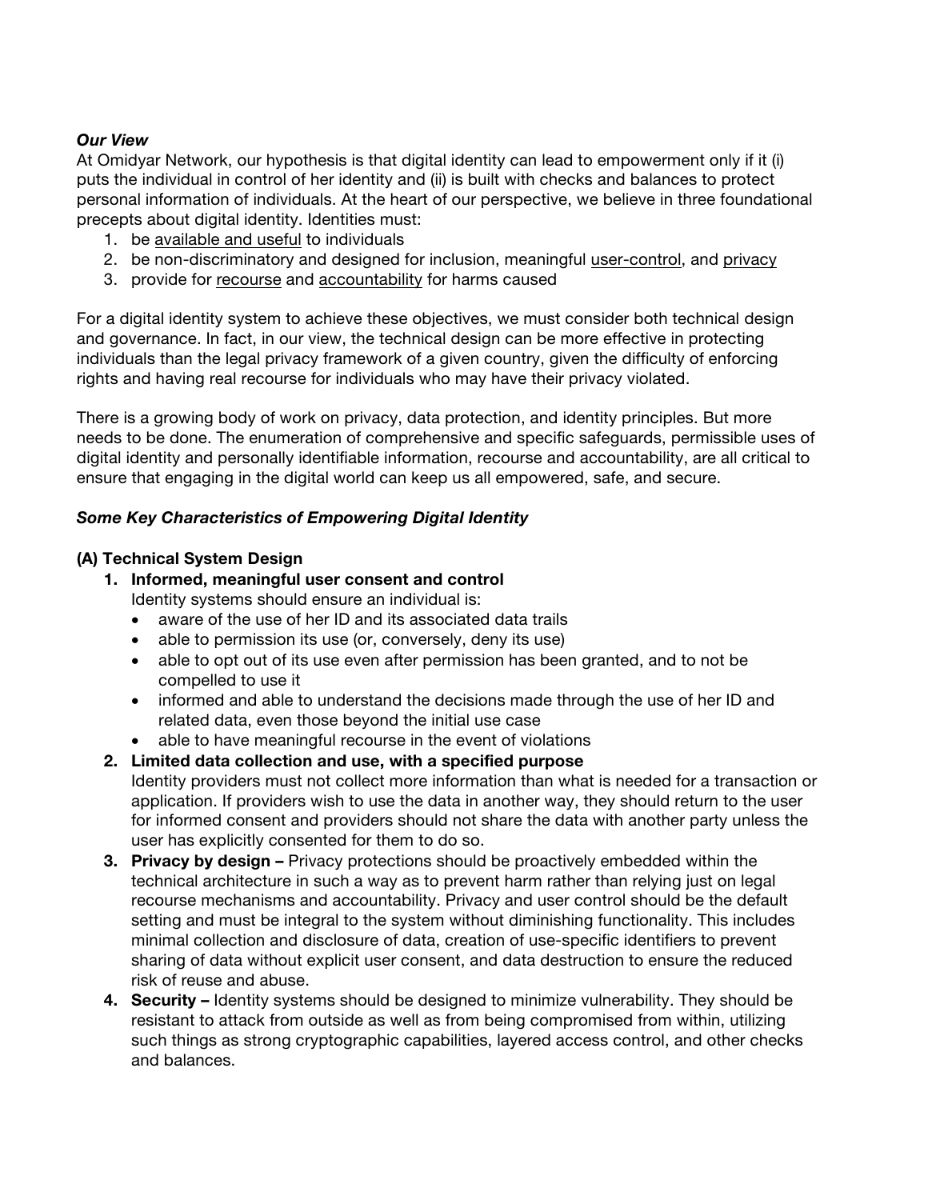***Our View***

At Omidyar Network, our hypothesis is that digital identity can lead to empowerment only if it (i) puts the individual in control of her identity and (ii) is built with checks and balances to protect personal information of individuals. At the heart of our perspective, we believe in three foundational precepts about digital identity. Identities must:

1. be <u>available and useful</u> to individuals
2. be non-discriminatory and designed for inclusion, meaningful <u>user-control</u>, and <u>privacy</u>
3. provide for <u>recourse</u> and <u>accountability</u> for harms caused

For a digital identity system to achieve these objectives, we must consider both technical design and governance. In fact, in our view, the technical design can be more effective in protecting individuals than the legal privacy framework of a given country, given the difficulty of enforcing rights and having real recourse for individuals who may have their privacy violated.

There is a growing body of work on privacy, data protection, and identity principles. But more needs to be done. The enumeration of comprehensive and specific safeguards, permissible uses of digital identity and personally identifiable information, recourse and accountability, are all critical to ensure that engaging in the digital world can keep us all empowered, safe, and secure.

***Some Key Characteristics of Empowering Digital Identity***

**(A) Technical System Design**

1. **Informed, meaningful user consent and control**
   Identity systems should ensure an individual is:
   - aware of the use of her ID and its associated data trails
   - able to permission its use (or, conversely, deny its use)
   - able to opt out of its use even after permission has been granted, and to not be compelled to use it
   - informed and able to understand the decisions made through the use of her ID and related data, even those beyond the initial use case
   - able to have meaningful recourse in the event of violations
2. **Limited data collection and use, with a specified purpose**
   Identity providers must not collect more information than what is needed for a transaction or application. If providers wish to use the data in another way, they should return to the user for informed consent and providers should not share the data with another party unless the user has explicitly consented for them to do so.
3. **Privacy by design –** Privacy protections should be proactively embedded within the technical architecture in such a way as to prevent harm rather than relying just on legal recourse mechanisms and accountability. Privacy and user control should be the default setting and must be integral to the system without diminishing functionality. This includes minimal collection and disclosure of data, creation of use-specific identifiers to prevent sharing of data without explicit user consent, and data destruction to ensure the reduced risk of reuse and abuse.
4. **Security –** Identity systems should be designed to minimize vulnerability. They should be resistant to attack from outside as well as from being compromised from within, utilizing such things as strong cryptographic capabilities, layered access control, and other checks and balances.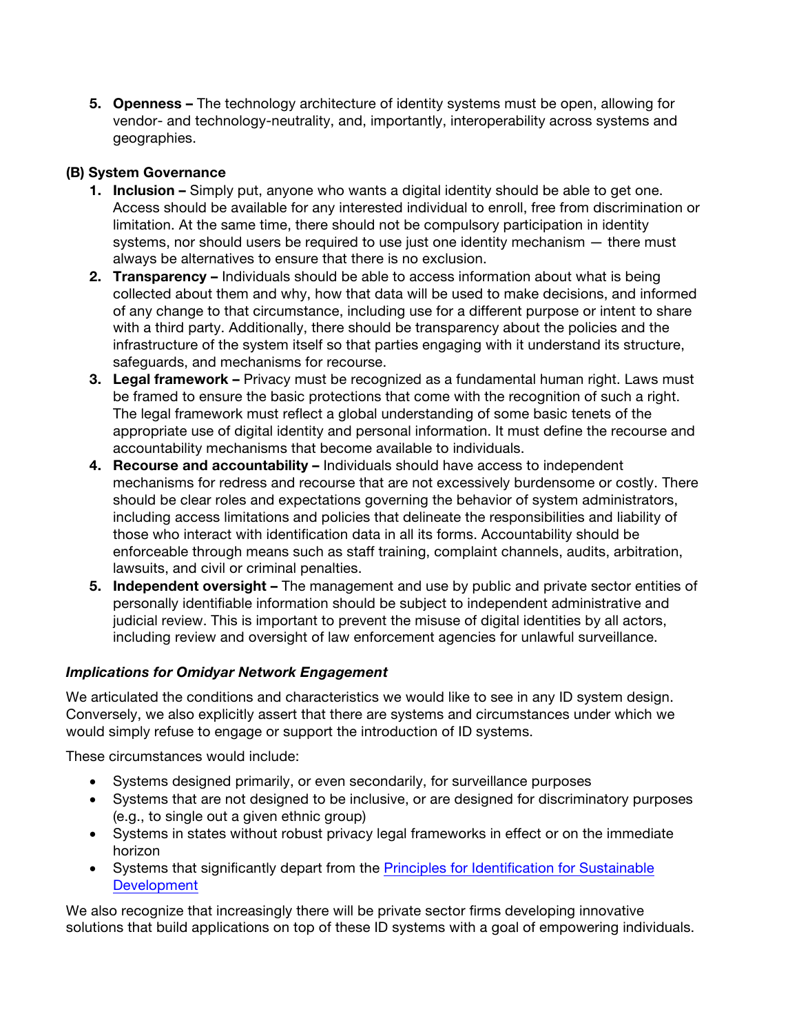5. **Openness –** The technology architecture of identity systems must be open, allowing for vendor- and technology-neutrality, and, importantly, interoperability across systems and geographies.

**(B) System Governance**

1. **Inclusion –** Simply put, anyone who wants a digital identity should be able to get one. Access should be available for any interested individual to enroll, free from discrimination or limitation. At the same time, there should not be compulsory participation in identity systems, nor should users be required to use just one identity mechanism — there must always be alternatives to ensure that there is no exclusion.
2. **Transparency –** Individuals should be able to access information about what is being collected about them and why, how that data will be used to make decisions, and informed of any change to that circumstance, including use for a different purpose or intent to share with a third party. Additionally, there should be transparency about the policies and the infrastructure of the system itself so that parties engaging with it understand its structure, safeguards, and mechanisms for recourse.
3. **Legal framework –** Privacy must be recognized as a fundamental human right. Laws must be framed to ensure the basic protections that come with the recognition of such a right. The legal framework must reflect a global understanding of some basic tenets of the appropriate use of digital identity and personal information. It must define the recourse and accountability mechanisms that become available to individuals.
4. **Recourse and accountability –** Individuals should have access to independent mechanisms for redress and recourse that are not excessively burdensome or costly. There should be clear roles and expectations governing the behavior of system administrators, including access limitations and policies that delineate the responsibilities and liability of those who interact with identification data in all its forms. Accountability should be enforceable through means such as staff training, complaint channels, audits, arbitration, lawsuits, and civil or criminal penalties.
5. **Independent oversight –** The management and use by public and private sector entities of personally identifiable information should be subject to independent administrative and judicial review. This is important to prevent the misuse of digital identities by all actors, including review and oversight of law enforcement agencies for unlawful surveillance.

***Implications for Omidyar Network Engagement***

We articulated the conditions and characteristics we would like to see in any ID system design. Conversely, we also explicitly assert that there are systems and circumstances under which we would simply refuse to engage or support the introduction of ID systems.

These circumstances would include:

- Systems designed primarily, or even secondarily, for surveillance purposes
- Systems that are not designed to be inclusive, or are designed for discriminatory purposes (e.g., to single out a given ethnic group)
- Systems in states without robust privacy legal frameworks in effect or on the immediate horizon
- Systems that significantly depart from the Principles for Identification for Sustainable Development

We also recognize that increasingly there will be private sector firms developing innovative solutions that build applications on top of these ID systems with a goal of empowering individuals.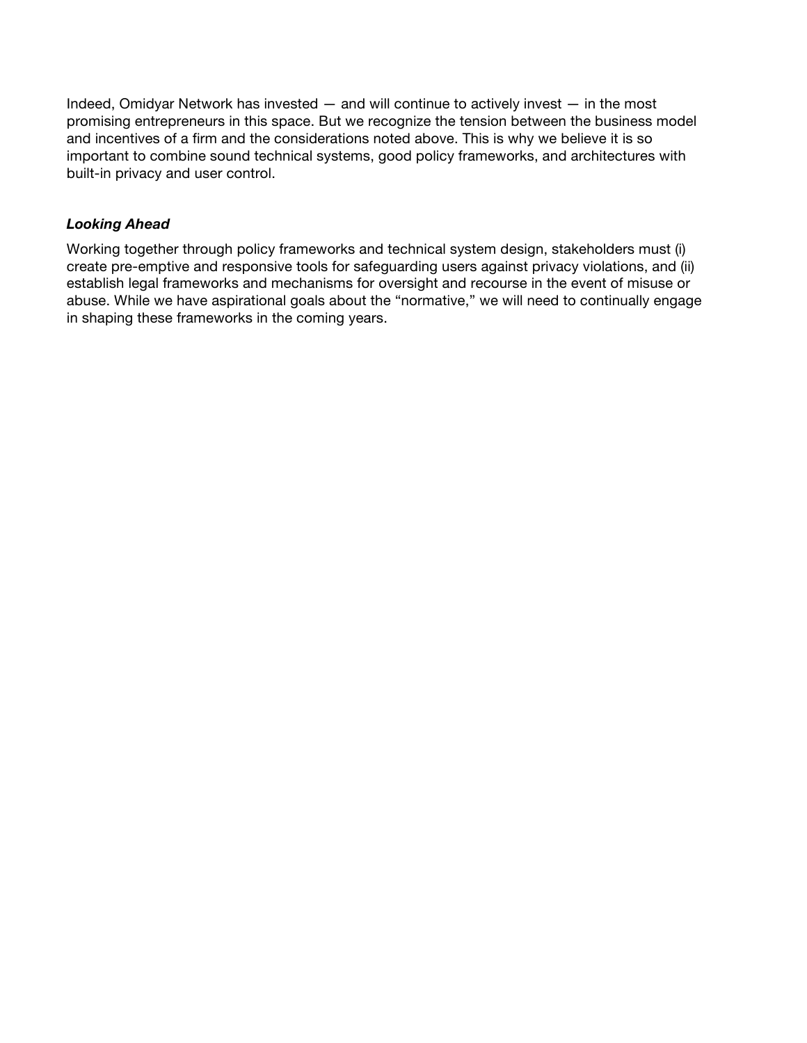Indeed, Omidyar Network has invested — and will continue to actively invest — in the most promising entrepreneurs in this space. But we recognize the tension between the business model and incentives of a firm and the considerations noted above. This is why we believe it is so important to combine sound technical systems, good policy frameworks, and architectures with built-in privacy and user control.

***Looking Ahead***

Working together through policy frameworks and technical system design, stakeholders must (i) create pre-emptive and responsive tools for safeguarding users against privacy violations, and (ii) establish legal frameworks and mechanisms for oversight and recourse in the event of misuse or abuse. While we have aspirational goals about the "normative," we will need to continually engage in shaping these frameworks in the coming years.